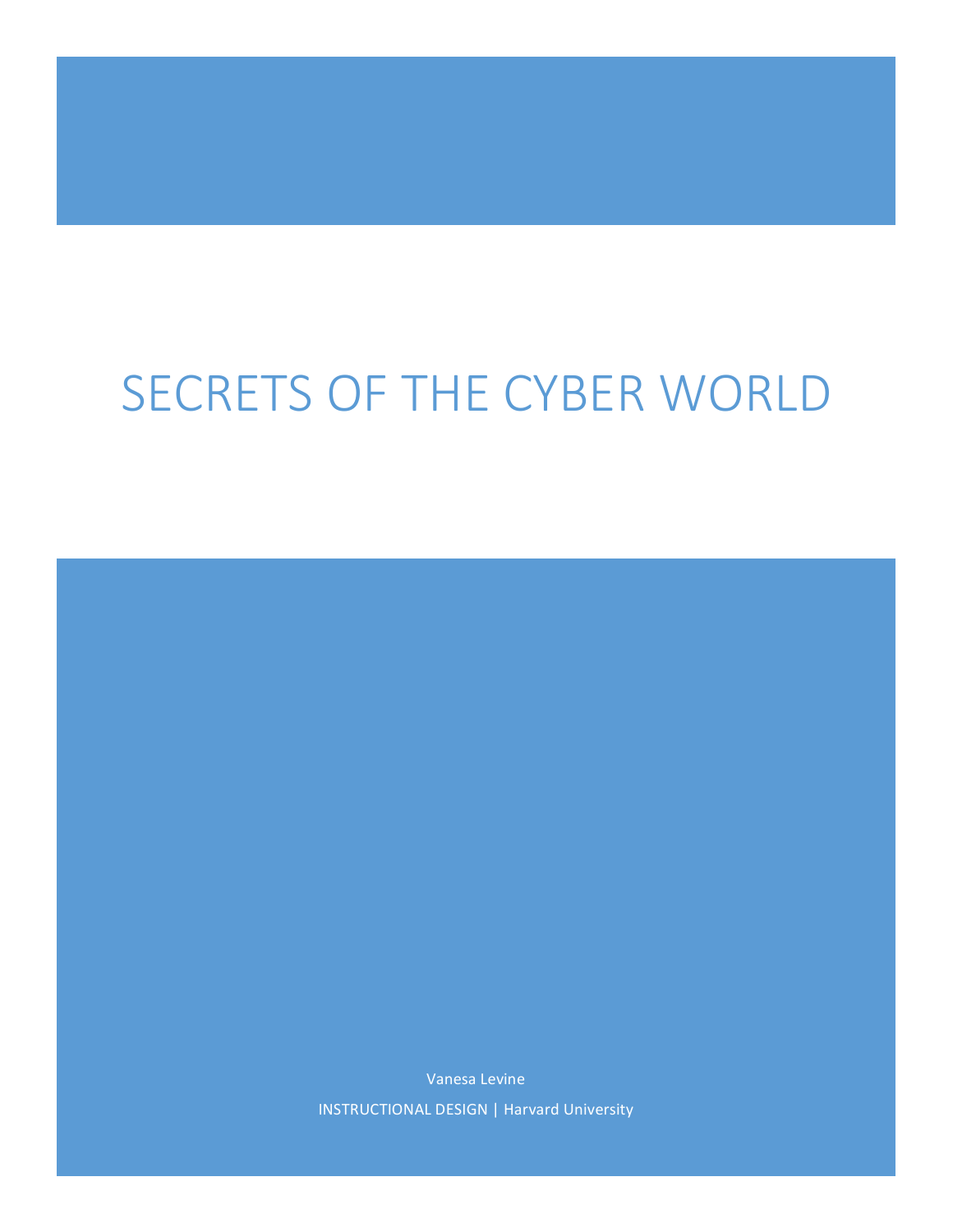# SECRETS OF THE CYBER WORLD

Vanesa Levine

INSTRUCTIONAL DESIGN | Harvard University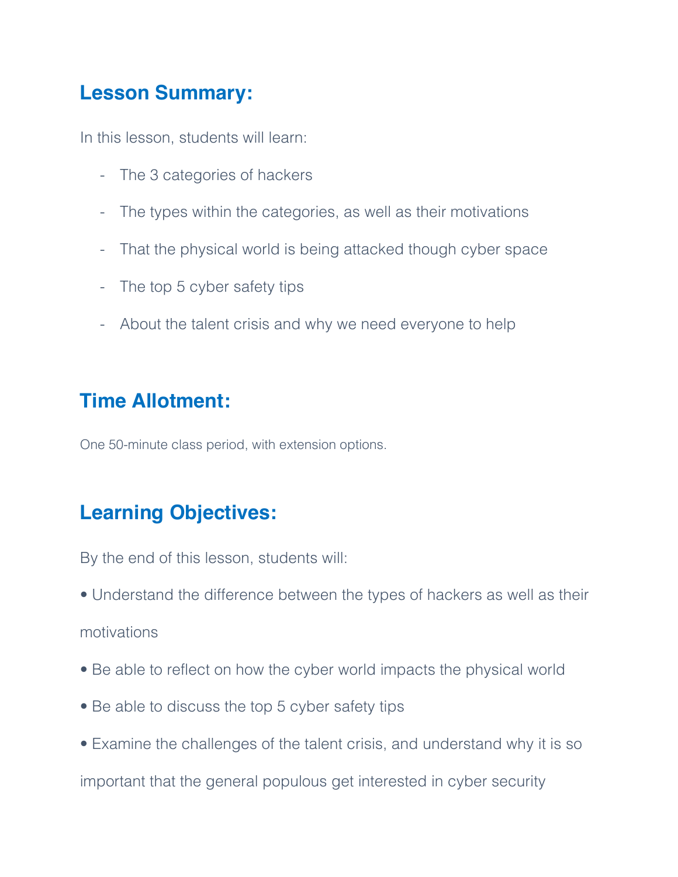## Lesson Summary:

In this lesson, students will learn:

- The 3 categories of hackers
- The types within the categories, as well as their motivations
- That the physical world is being attacked though cyber space
- The top 5 cyber safety tips
- About the talent crisis and why we need everyone to help

## Time Allotment:

One 50-minute class period, with extension options.

## Learning Objectives:

By the end of this lesson, students will:

• Understand the difference between the types of hackers as well as their motivations

• Be able to reflect on how the cyber world impacts the physical world

• Be able to discuss the top 5 cyber safety tips

• Examine the challenges of the talent crisis, and understand why it is so important that the general populous get interested in cyber security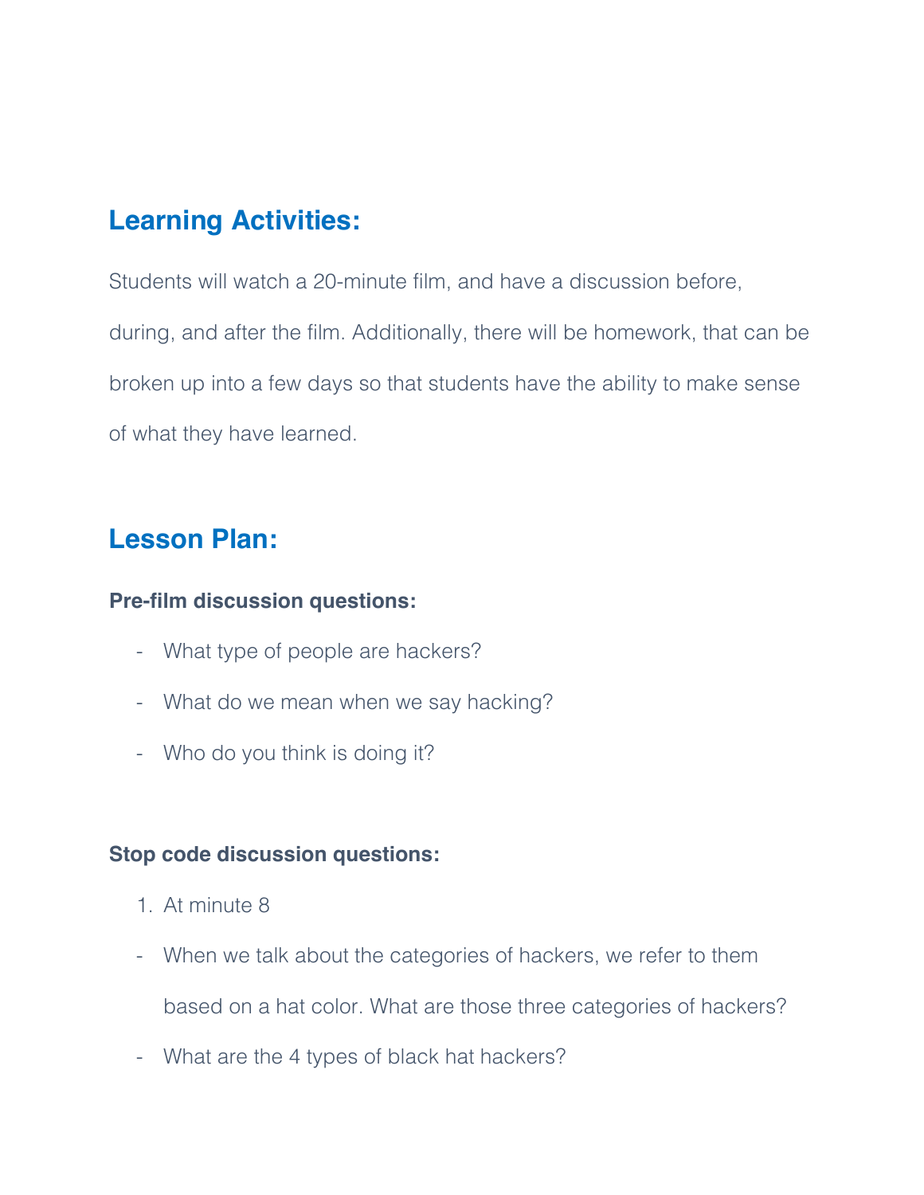## Learning Activities:

Students will watch a 20-minute film, and have a discussion before, during, and after the film. Additionally, there will be homework, that can be broken up into a few days so that students have the ability to make sense of what they have learned.

## Lesson Plan:

**Pre-film discussion questions:**

- What type of people are hackers?
- What do we mean when we say hacking?
- Who do you think is doing it?

**Stop code discussion questions:**

1. At minute 8

- When we talk about the categories of hackers, we refer to them based on a hat color. What are those three categories of hackers?
- What are the 4 types of black hat hackers?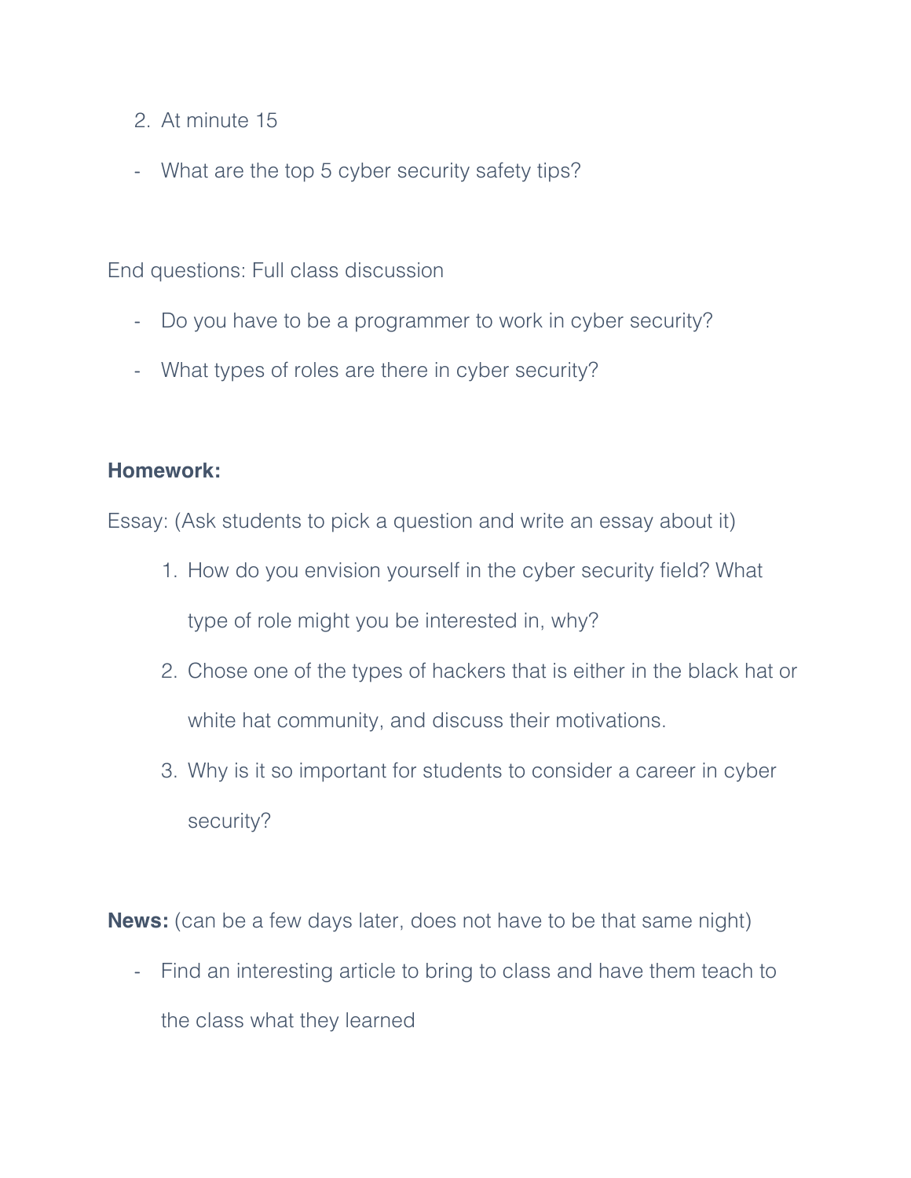2. At minute 15

- What are the top 5 cyber security safety tips?

End questions: Full class discussion

- Do you have to be a programmer to work in cyber security?
- What types of roles are there in cyber security?

**Homework:**

Essay: (Ask students to pick a question and write an essay about it)

1. How do you envision yourself in the cyber security field? What type of role might you be interested in, why?
2. Chose one of the types of hackers that is either in the black hat or white hat community, and discuss their motivations.
3. Why is it so important for students to consider a career in cyber security?

**News:** (can be a few days later, does not have to be that same night)

- Find an interesting article to bring to class and have them teach to the class what they learned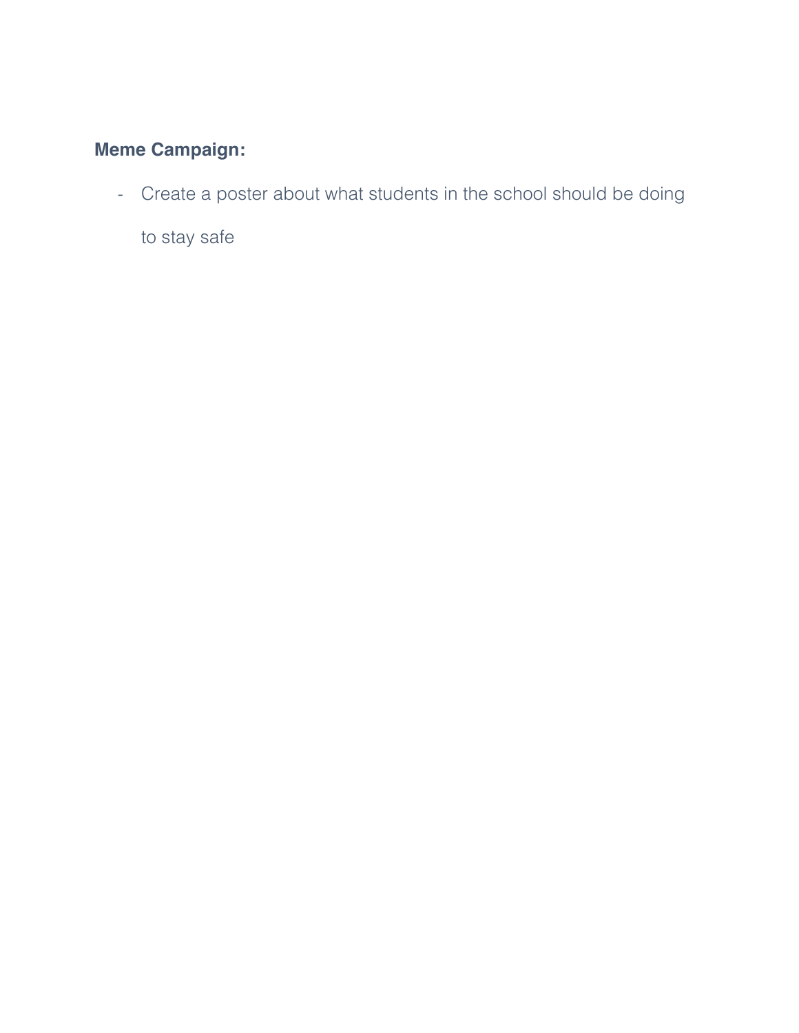**Meme Campaign:**

- Create a poster about what students in the school should be doing to stay safe